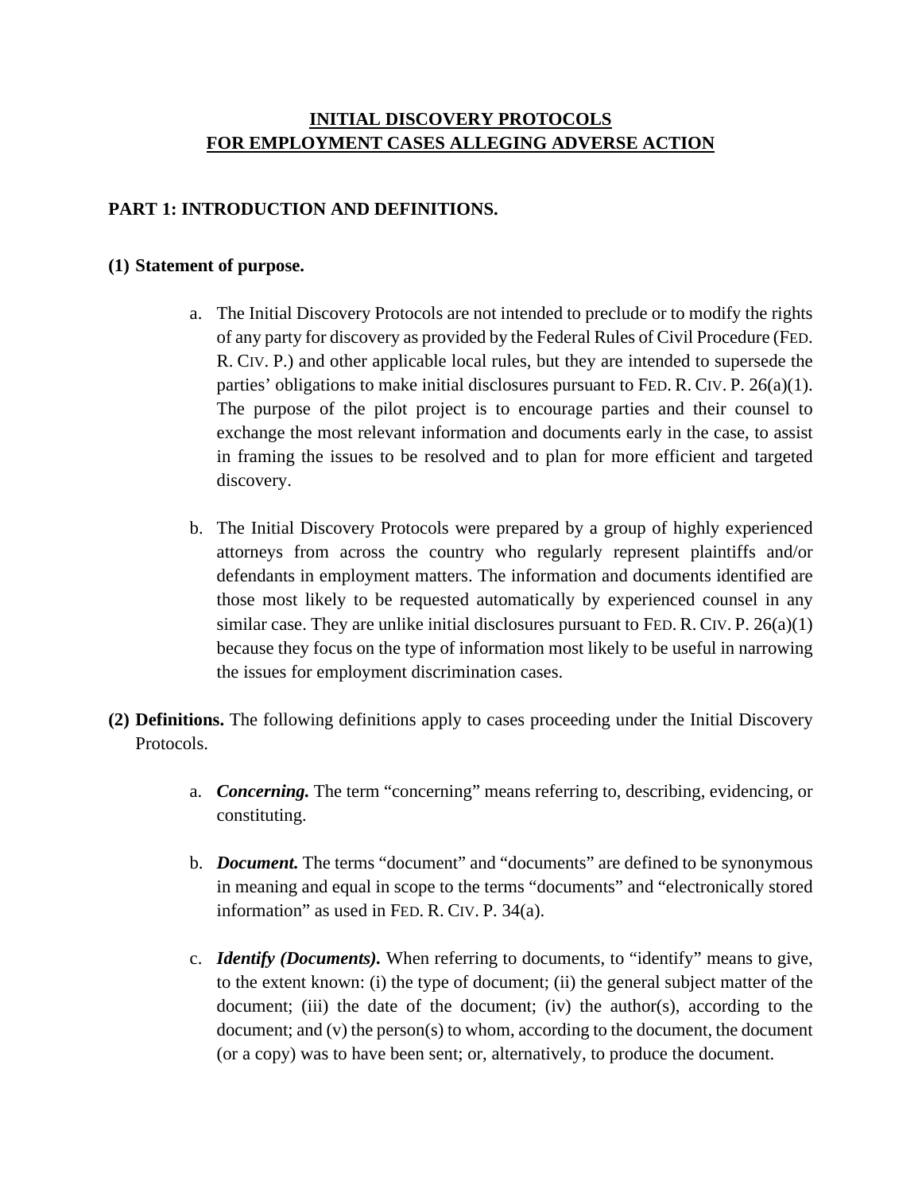# INITIAL DISCOVERY PROTOCOLS
# FOR EMPLOYMENT CASES ALLEGING ADVERSE ACTION

## PART 1: INTRODUCTION AND DEFINITIONS.

**(1) Statement of purpose.**

a. The Initial Discovery Protocols are not intended to preclude or to modify the rights of any party for discovery as provided by the Federal Rules of Civil Procedure (FED. R. CIV. P.) and other applicable local rules, but they are intended to supersede the parties' obligations to make initial disclosures pursuant to FED. R. CIV. P. 26(a)(1). The purpose of the pilot project is to encourage parties and their counsel to exchange the most relevant information and documents early in the case, to assist in framing the issues to be resolved and to plan for more efficient and targeted discovery.

b. The Initial Discovery Protocols were prepared by a group of highly experienced attorneys from across the country who regularly represent plaintiffs and/or defendants in employment matters. The information and documents identified are those most likely to be requested automatically by experienced counsel in any similar case. They are unlike initial disclosures pursuant to FED. R. CIV. P. 26(a)(1) because they focus on the type of information most likely to be useful in narrowing the issues for employment discrimination cases.

**(2) Definitions.** The following definitions apply to cases proceeding under the Initial Discovery Protocols.

a. ***Concerning.*** The term "concerning" means referring to, describing, evidencing, or constituting.

b. ***Document.*** The terms "document" and "documents" are defined to be synonymous in meaning and equal in scope to the terms "documents" and "electronically stored information" as used in FED. R. CIV. P. 34(a).

c. ***Identify (Documents).*** When referring to documents, to "identify" means to give, to the extent known: (i) the type of document; (ii) the general subject matter of the document; (iii) the date of the document; (iv) the author(s), according to the document; and (v) the person(s) to whom, according to the document, the document (or a copy) was to have been sent; or, alternatively, to produce the document.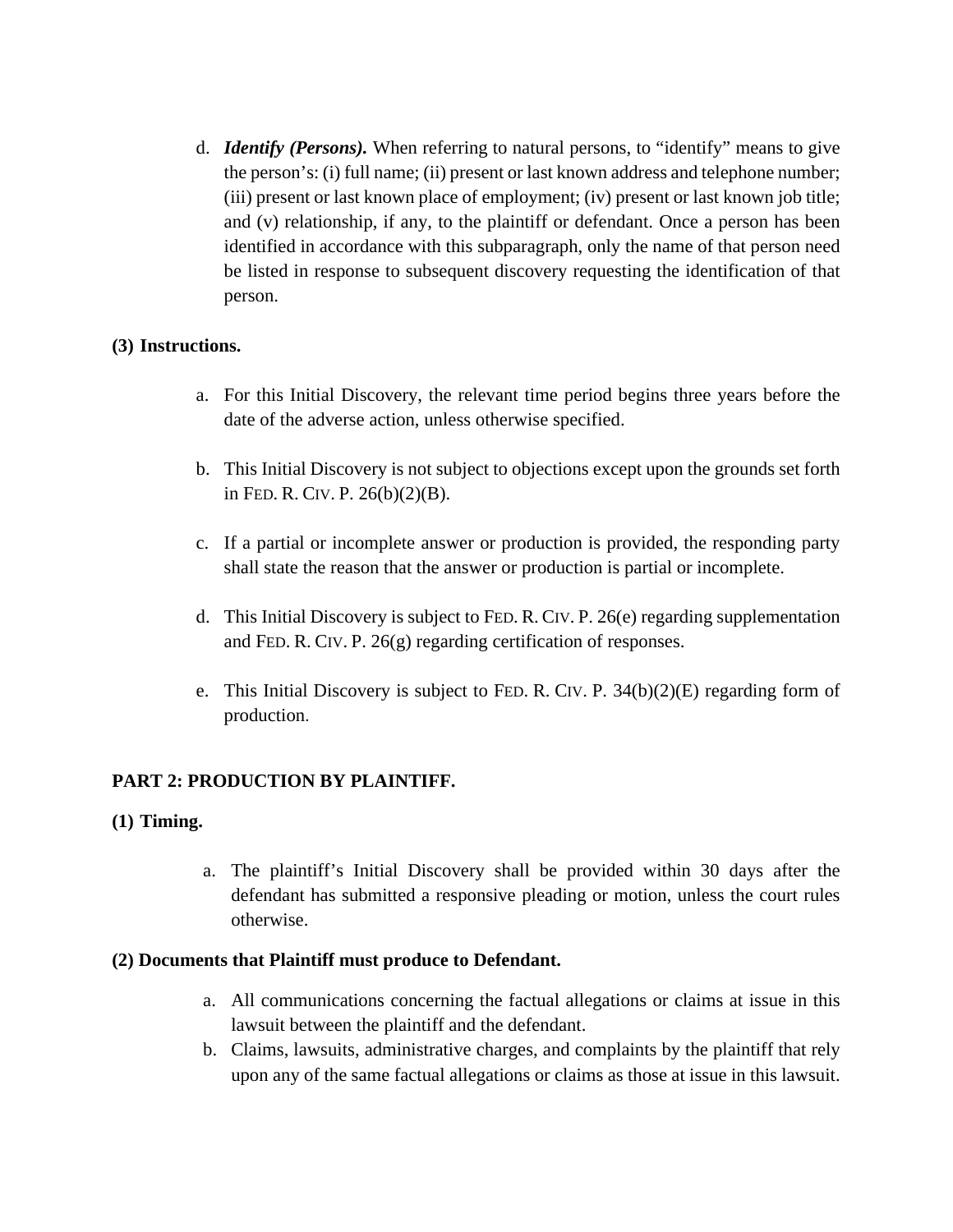d. ***Identify (Persons).*** When referring to natural persons, to "identify" means to give the person's: (i) full name; (ii) present or last known address and telephone number; (iii) present or last known place of employment; (iv) present or last known job title; and (v) relationship, if any, to the plaintiff or defendant. Once a person has been identified in accordance with this subparagraph, only the name of that person need be listed in response to subsequent discovery requesting the identification of that person.

**(3) Instructions.**

a. For this Initial Discovery, the relevant time period begins three years before the date of the adverse action, unless otherwise specified.

b. This Initial Discovery is not subject to objections except upon the grounds set forth in FED. R. CIV. P. 26(b)(2)(B).

c. If a partial or incomplete answer or production is provided, the responding party shall state the reason that the answer or production is partial or incomplete.

d. This Initial Discovery is subject to FED. R. CIV. P. 26(e) regarding supplementation and FED. R. CIV. P. 26(g) regarding certification of responses.

e. This Initial Discovery is subject to FED. R. CIV. P. 34(b)(2)(E) regarding form of production.

**PART 2: PRODUCTION BY PLAINTIFF.**

**(1) Timing.**

a. The plaintiff's Initial Discovery shall be provided within 30 days after the defendant has submitted a responsive pleading or motion, unless the court rules otherwise.

**(2) Documents that Plaintiff must produce to Defendant.**

a. All communications concerning the factual allegations or claims at issue in this lawsuit between the plaintiff and the defendant.
b. Claims, lawsuits, administrative charges, and complaints by the plaintiff that rely upon any of the same factual allegations or claims as those at issue in this lawsuit.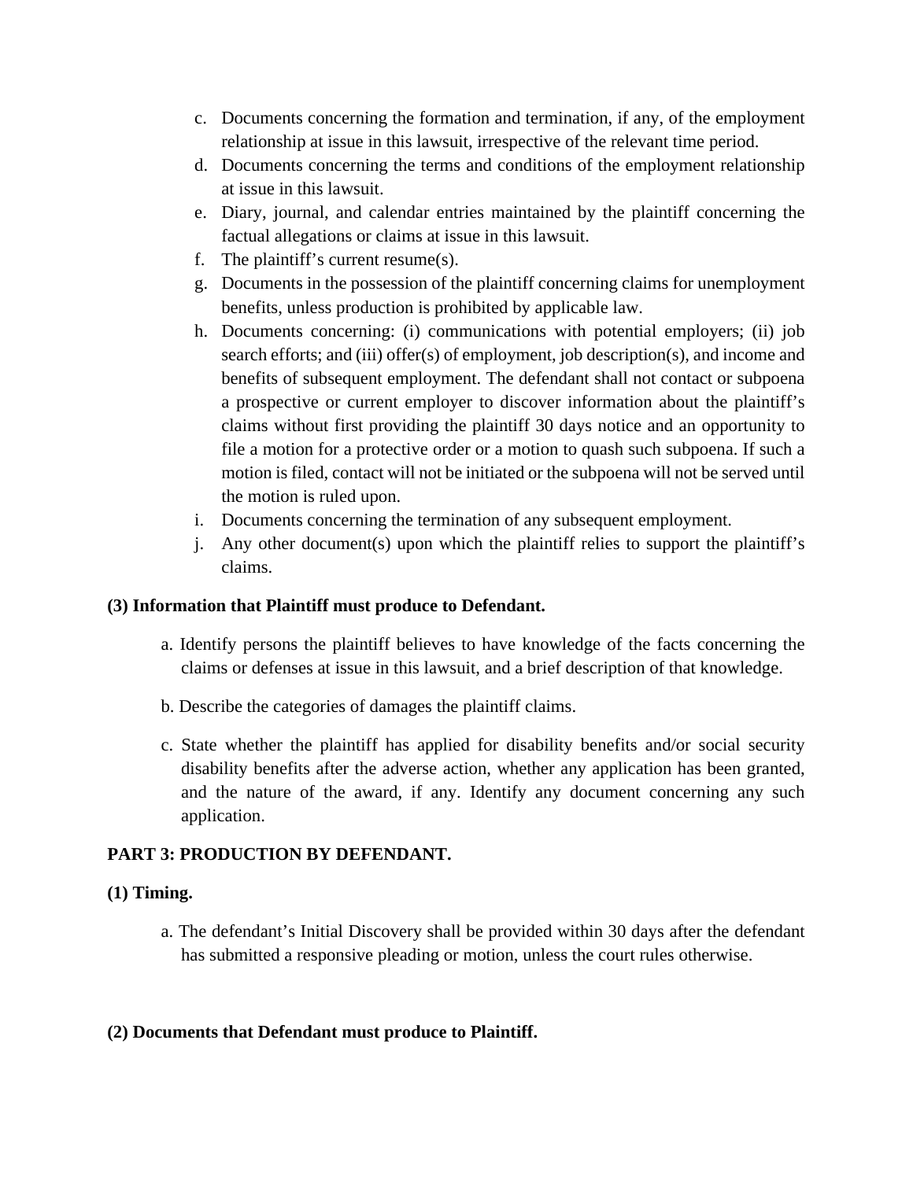c. Documents concerning the formation and termination, if any, of the employment relationship at issue in this lawsuit, irrespective of the relevant time period.
d. Documents concerning the terms and conditions of the employment relationship at issue in this lawsuit.
e. Diary, journal, and calendar entries maintained by the plaintiff concerning the factual allegations or claims at issue in this lawsuit.
f. The plaintiff's current resume(s).
g. Documents in the possession of the plaintiff concerning claims for unemployment benefits, unless production is prohibited by applicable law.
h. Documents concerning: (i) communications with potential employers; (ii) job search efforts; and (iii) offer(s) of employment, job description(s), and income and benefits of subsequent employment. The defendant shall not contact or subpoena a prospective or current employer to discover information about the plaintiff's claims without first providing the plaintiff 30 days notice and an opportunity to file a motion for a protective order or a motion to quash such subpoena. If such a motion is filed, contact will not be initiated or the subpoena will not be served until the motion is ruled upon.
i. Documents concerning the termination of any subsequent employment.
j. Any other document(s) upon which the plaintiff relies to support the plaintiff's claims.

**(3) Information that Plaintiff must produce to Defendant.**

a. Identify persons the plaintiff believes to have knowledge of the facts concerning the claims or defenses at issue in this lawsuit, and a brief description of that knowledge.

b. Describe the categories of damages the plaintiff claims.

c. State whether the plaintiff has applied for disability benefits and/or social security disability benefits after the adverse action, whether any application has been granted, and the nature of the award, if any. Identify any document concerning any such application.

**PART 3: PRODUCTION BY DEFENDANT.**

**(1) Timing.**

a. The defendant's Initial Discovery shall be provided within 30 days after the defendant has submitted a responsive pleading or motion, unless the court rules otherwise.

**(2) Documents that Defendant must produce to Plaintiff.**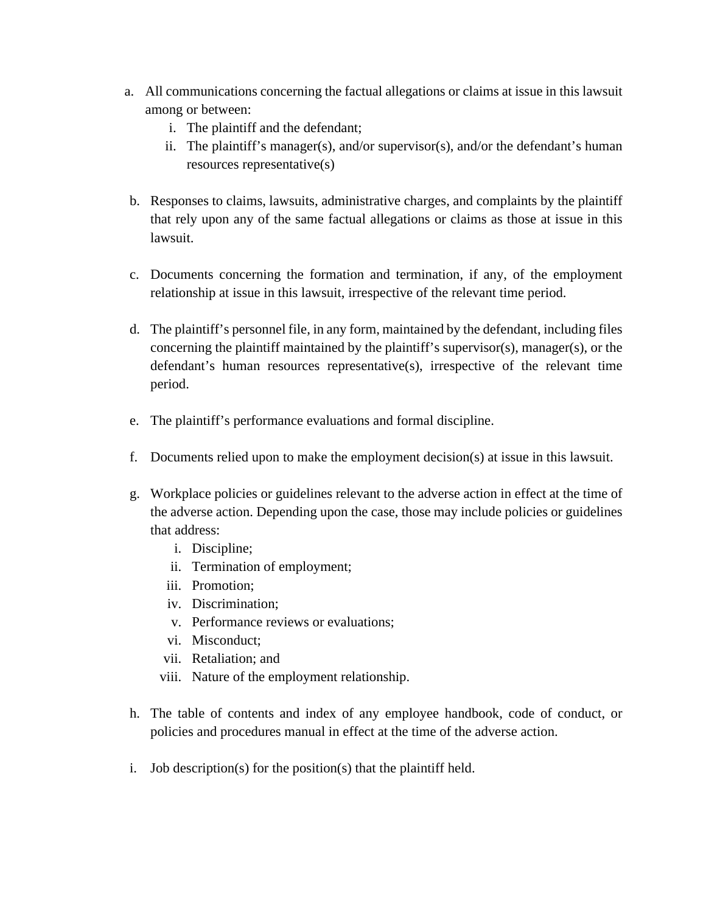a. All communications concerning the factual allegations or claims at issue in this lawsuit among or between:
    i. The plaintiff and the defendant;
    ii. The plaintiff's manager(s), and/or supervisor(s), and/or the defendant's human resources representative(s)

b. Responses to claims, lawsuits, administrative charges, and complaints by the plaintiff that rely upon any of the same factual allegations or claims as those at issue in this lawsuit.

c. Documents concerning the formation and termination, if any, of the employment relationship at issue in this lawsuit, irrespective of the relevant time period.

d. The plaintiff's personnel file, in any form, maintained by the defendant, including files concerning the plaintiff maintained by the plaintiff's supervisor(s), manager(s), or the defendant's human resources representative(s), irrespective of the relevant time period.

e. The plaintiff's performance evaluations and formal discipline.

f. Documents relied upon to make the employment decision(s) at issue in this lawsuit.

g. Workplace policies or guidelines relevant to the adverse action in effect at the time of the adverse action. Depending upon the case, those may include policies or guidelines that address:
    i. Discipline;
    ii. Termination of employment;
    iii. Promotion;
    iv. Discrimination;
    v. Performance reviews or evaluations;
    vi. Misconduct;
    vii. Retaliation; and
    viii. Nature of the employment relationship.

h. The table of contents and index of any employee handbook, code of conduct, or policies and procedures manual in effect at the time of the adverse action.

i. Job description(s) for the position(s) that the plaintiff held.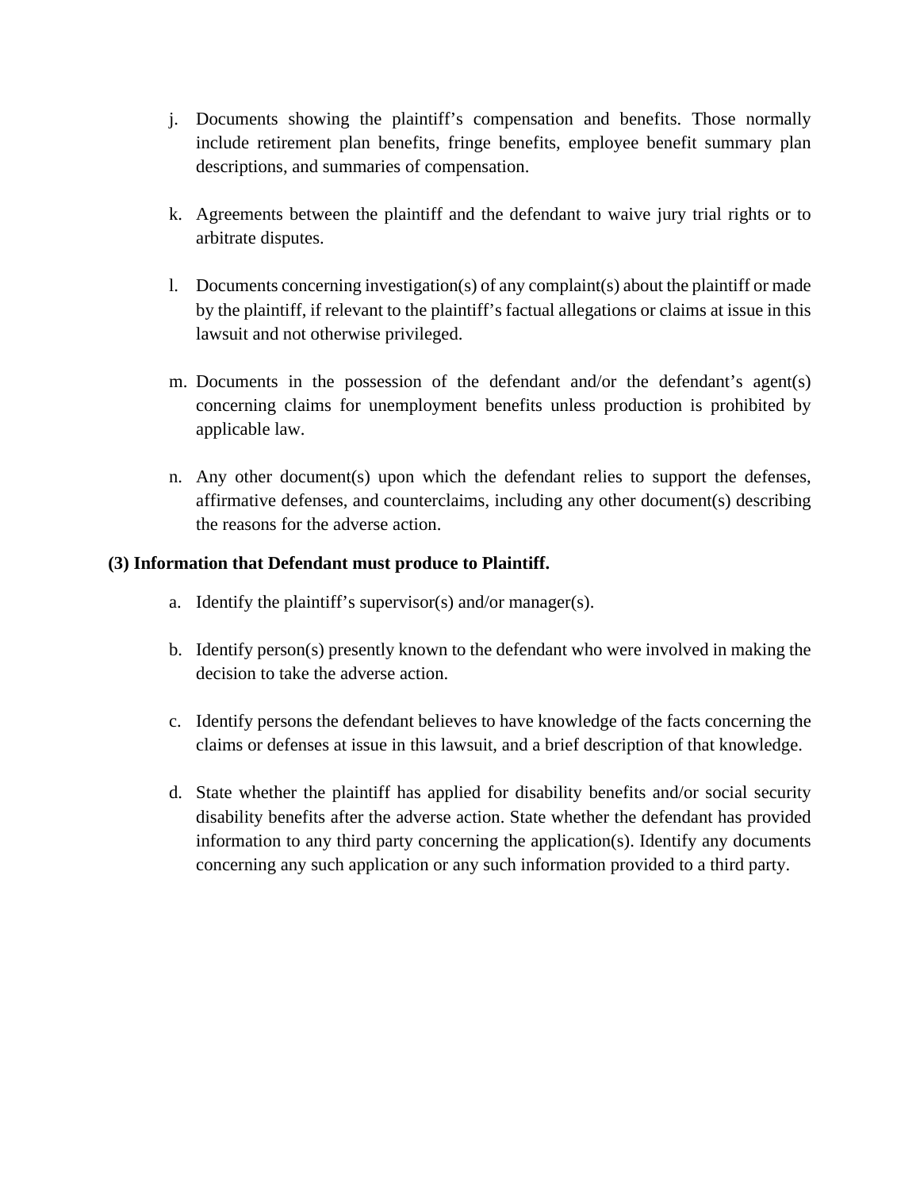j. Documents showing the plaintiff's compensation and benefits. Those normally include retirement plan benefits, fringe benefits, employee benefit summary plan descriptions, and summaries of compensation.

k. Agreements between the plaintiff and the defendant to waive jury trial rights or to arbitrate disputes.

l. Documents concerning investigation(s) of any complaint(s) about the plaintiff or made by the plaintiff, if relevant to the plaintiff's factual allegations or claims at issue in this lawsuit and not otherwise privileged.

m. Documents in the possession of the defendant and/or the defendant's agent(s) concerning claims for unemployment benefits unless production is prohibited by applicable law.

n. Any other document(s) upon which the defendant relies to support the defenses, affirmative defenses, and counterclaims, including any other document(s) describing the reasons for the adverse action.

**(3) Information that Defendant must produce to Plaintiff.**

a. Identify the plaintiff's supervisor(s) and/or manager(s).

b. Identify person(s) presently known to the defendant who were involved in making the decision to take the adverse action.

c. Identify persons the defendant believes to have knowledge of the facts concerning the claims or defenses at issue in this lawsuit, and a brief description of that knowledge.

d. State whether the plaintiff has applied for disability benefits and/or social security disability benefits after the adverse action. State whether the defendant has provided information to any third party concerning the application(s). Identify any documents concerning any such application or any such information provided to a third party.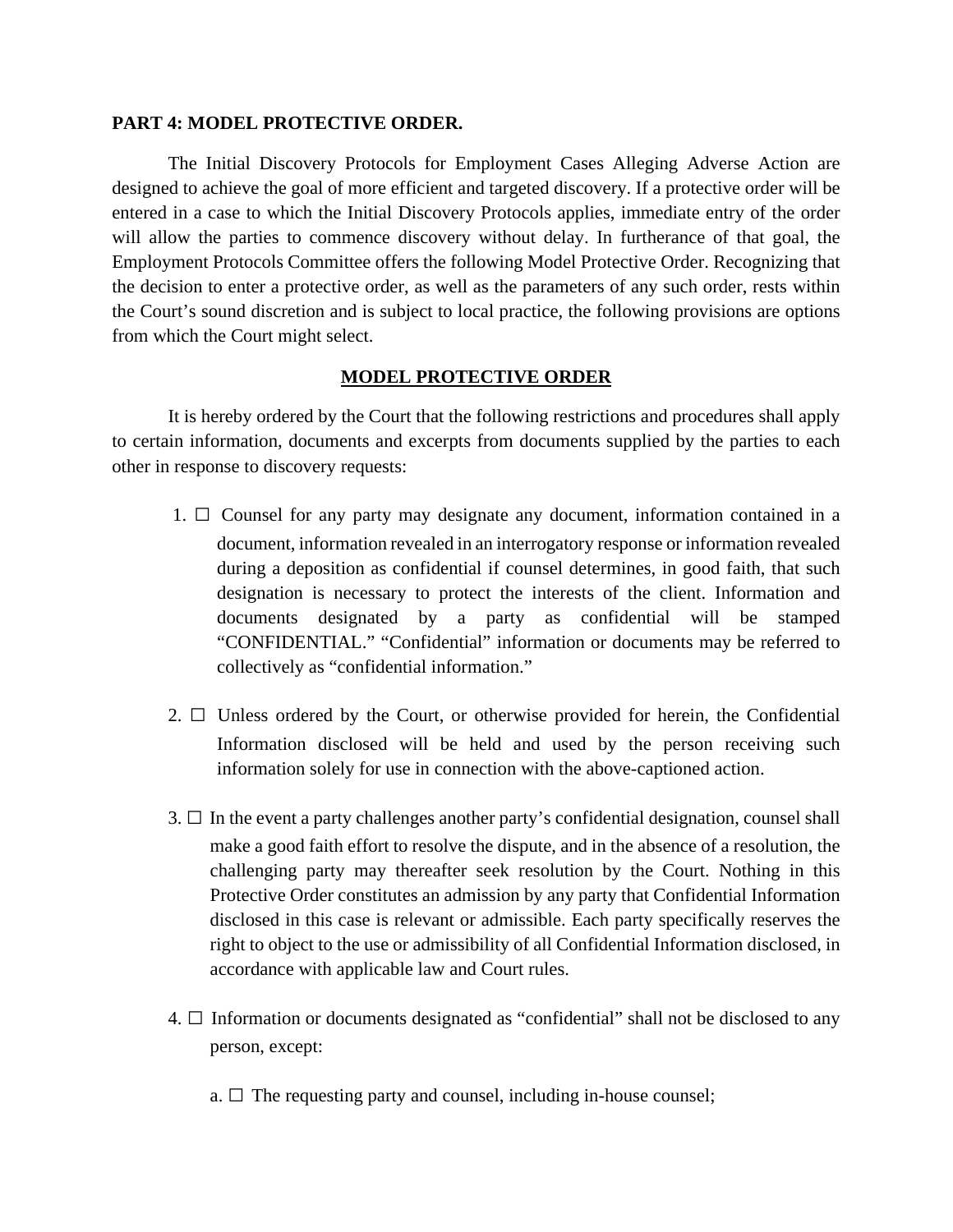**PART 4: MODEL PROTECTIVE ORDER.**

The Initial Discovery Protocols for Employment Cases Alleging Adverse Action are designed to achieve the goal of more efficient and targeted discovery. If a protective order will be entered in a case to which the Initial Discovery Protocols applies, immediate entry of the order will allow the parties to commence discovery without delay. In furtherance of that goal, the Employment Protocols Committee offers the following Model Protective Order. Recognizing that the decision to enter a protective order, as well as the parameters of any such order, rests within the Court's sound discretion and is subject to local practice, the following provisions are options from which the Court might select.

<u>**MODEL PROTECTIVE ORDER**</u>

It is hereby ordered by the Court that the following restrictions and procedures shall apply to certain information, documents and excerpts from documents supplied by the parties to each other in response to discovery requests:

1. ☐ Counsel for any party may designate any document, information contained in a document, information revealed in an interrogatory response or information revealed during a deposition as confidential if counsel determines, in good faith, that such designation is necessary to protect the interests of the client. Information and documents designated by a party as confidential will be stamped "CONFIDENTIAL." "Confidential" information or documents may be referred to collectively as "confidential information."

2. ☐ Unless ordered by the Court, or otherwise provided for herein, the Confidential Information disclosed will be held and used by the person receiving such information solely for use in connection with the above-captioned action.

3. ☐ In the event a party challenges another party's confidential designation, counsel shall make a good faith effort to resolve the dispute, and in the absence of a resolution, the challenging party may thereafter seek resolution by the Court. Nothing in this Protective Order constitutes an admission by any party that Confidential Information disclosed in this case is relevant or admissible. Each party specifically reserves the right to object to the use or admissibility of all Confidential Information disclosed, in accordance with applicable law and Court rules.

4. ☐ Information or documents designated as "confidential" shall not be disclosed to any person, except:

   a. ☐ The requesting party and counsel, including in-house counsel;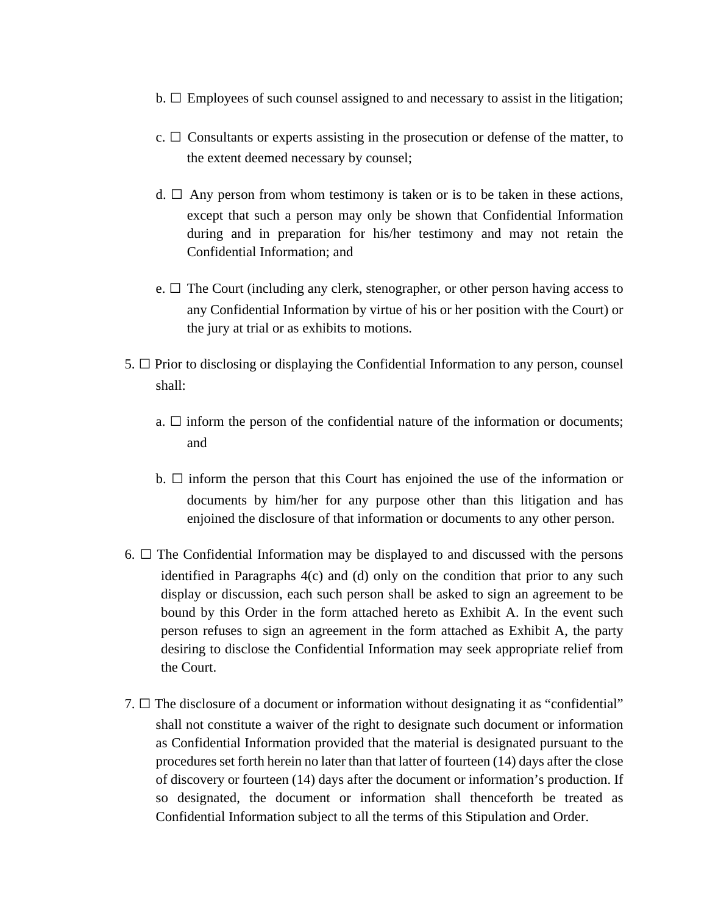b. ☐ Employees of such counsel assigned to and necessary to assist in the litigation;

c. ☐ Consultants or experts assisting in the prosecution or defense of the matter, to the extent deemed necessary by counsel;

d. ☐ Any person from whom testimony is taken or is to be taken in these actions, except that such a person may only be shown that Confidential Information during and in preparation for his/her testimony and may not retain the Confidential Information; and

e. ☐ The Court (including any clerk, stenographer, or other person having access to any Confidential Information by virtue of his or her position with the Court) or the jury at trial or as exhibits to motions.

5. ☐ Prior to disclosing or displaying the Confidential Information to any person, counsel shall:

a. ☐ inform the person of the confidential nature of the information or documents; and

b. ☐ inform the person that this Court has enjoined the use of the information or documents by him/her for any purpose other than this litigation and has enjoined the disclosure of that information or documents to any other person.

6. ☐ The Confidential Information may be displayed to and discussed with the persons identified in Paragraphs 4(c) and (d) only on the condition that prior to any such display or discussion, each such person shall be asked to sign an agreement to be bound by this Order in the form attached hereto as Exhibit A. In the event such person refuses to sign an agreement in the form attached as Exhibit A, the party desiring to disclose the Confidential Information may seek appropriate relief from the Court.

7. ☐ The disclosure of a document or information without designating it as "confidential" shall not constitute a waiver of the right to designate such document or information as Confidential Information provided that the material is designated pursuant to the procedures set forth herein no later than that latter of fourteen (14) days after the close of discovery or fourteen (14) days after the document or information's production. If so designated, the document or information shall thenceforth be treated as Confidential Information subject to all the terms of this Stipulation and Order.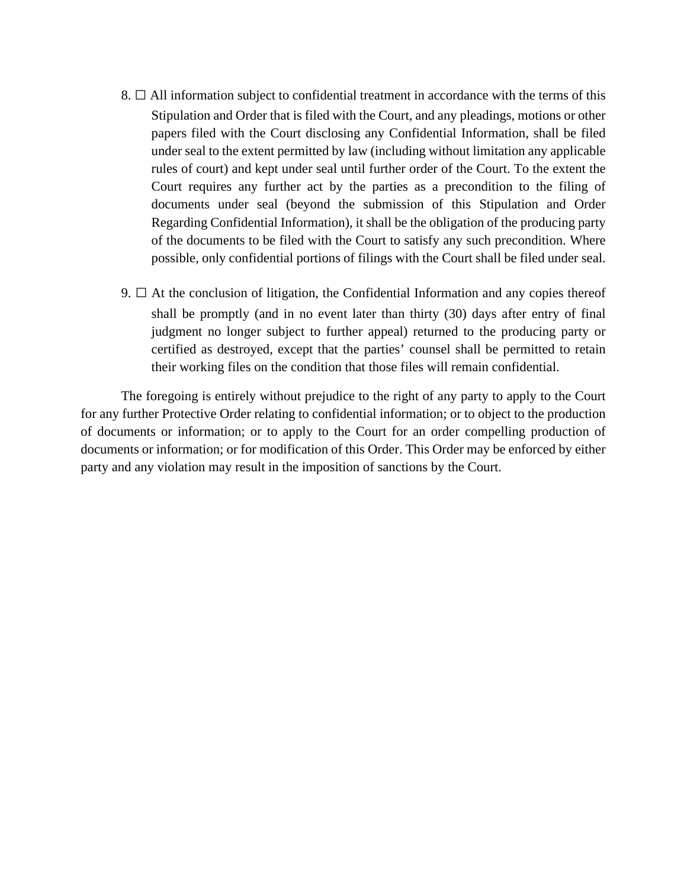8. ☐ All information subject to confidential treatment in accordance with the terms of this Stipulation and Order that is filed with the Court, and any pleadings, motions or other papers filed with the Court disclosing any Confidential Information, shall be filed under seal to the extent permitted by law (including without limitation any applicable rules of court) and kept under seal until further order of the Court. To the extent the Court requires any further act by the parties as a precondition to the filing of documents under seal (beyond the submission of this Stipulation and Order Regarding Confidential Information), it shall be the obligation of the producing party of the documents to be filed with the Court to satisfy any such precondition. Where possible, only confidential portions of filings with the Court shall be filed under seal.

9. ☐ At the conclusion of litigation, the Confidential Information and any copies thereof shall be promptly (and in no event later than thirty (30) days after entry of final judgment no longer subject to further appeal) returned to the producing party or certified as destroyed, except that the parties' counsel shall be permitted to retain their working files on the condition that those files will remain confidential.

The foregoing is entirely without prejudice to the right of any party to apply to the Court for any further Protective Order relating to confidential information; or to object to the production of documents or information; or to apply to the Court for an order compelling production of documents or information; or for modification of this Order. This Order may be enforced by either party and any violation may result in the imposition of sanctions by the Court.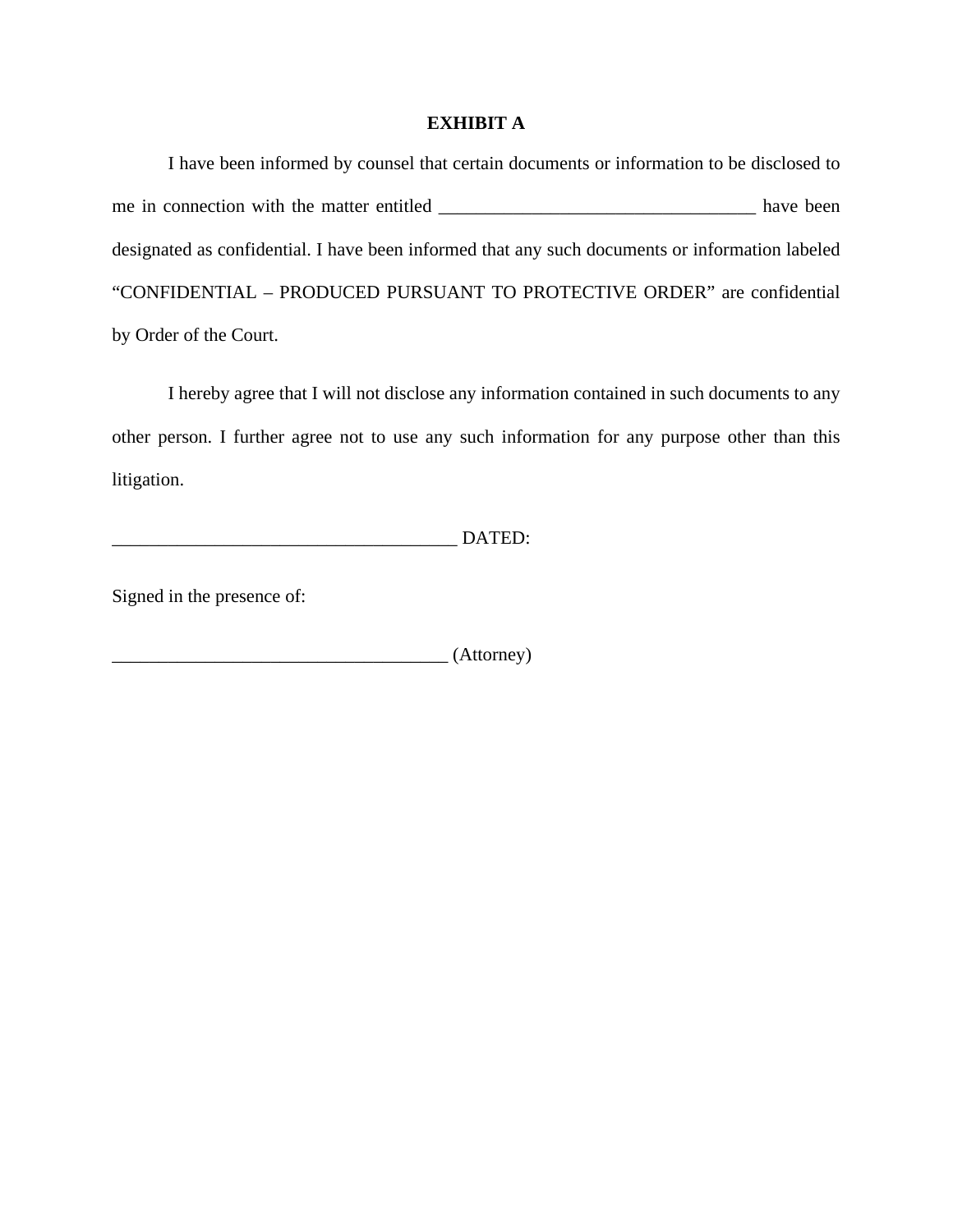**EXHIBIT A**

I have been informed by counsel that certain documents or information to be disclosed to me in connection with the matter entitled __________________________________ have been designated as confidential. I have been informed that any such documents or information labeled "CONFIDENTIAL – PRODUCED PURSUANT TO PROTECTIVE ORDER" are confidential by Order of the Court.

I hereby agree that I will not disclose any information contained in such documents to any other person. I further agree not to use any such information for any purpose other than this litigation.

_____________________________________ DATED:

Signed in the presence of:

____________________________________ (Attorney)